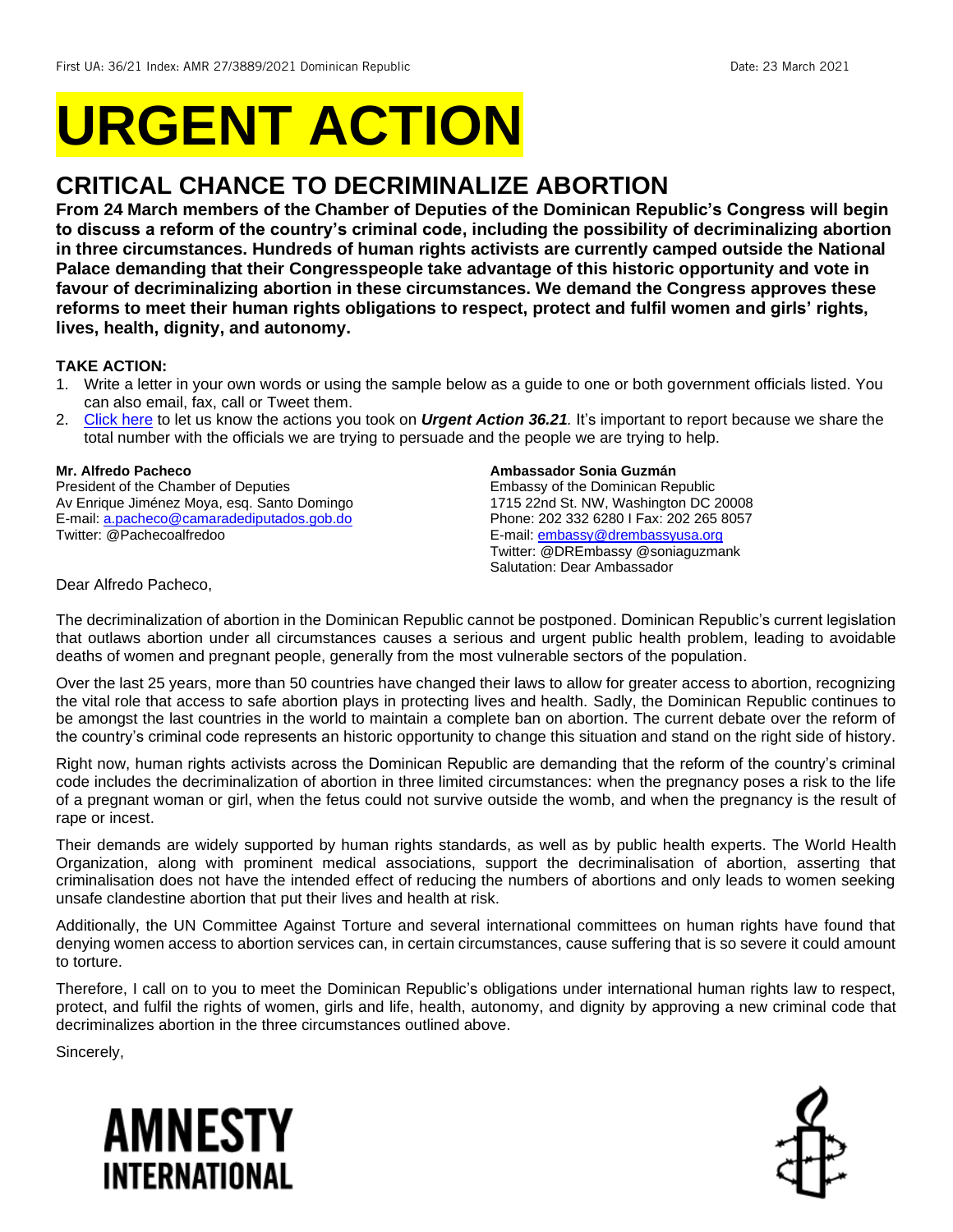First UA: 36/21 Index: AMR 27/3889/2021 Dominican Republic Date: 23 March 2021

# URGENT ACTION

## CRITICAL CHANCE TO DECRIMINALIZE ABORTION

**From 24 March members of the Chamber of Deputies of the Dominican Republic's Congress will begin to discuss a reform of the country's criminal code, including the possibility of decriminalizing abortion in three circumstances. Hundreds of human rights activists are currently camped outside the National Palace demanding that their Congresspeople take advantage of this historic opportunity and vote in favour of decriminalizing abortion in these circumstances. We demand the Congress approves these reforms to meet their human rights obligations to respect, protect and fulfil women and girls' rights, lives, health, dignity, and autonomy.**

**TAKE ACTION:**

1. Write a letter in your own words or using the sample below as a guide to one or both government officials listed. You can also email, fax, call or Tweet them.
2. [Click here] to let us know the actions you took on ***Urgent Action 36.21***. It's important to report because we share the total number with the officials we are trying to persuade and the people we are trying to help.

**Mr. Alfredo Pacheco**
President of the Chamber of Deputies
Av Enrique Jiménez Moya, esq. Santo Domingo
E-mail: a.pacheco@camaradediputados.gob.do
Twitter: @Pachecoalfredoo

**Ambassador Sonia Guzmán**
Embassy of the Dominican Republic
1715 22nd St. NW, Washington DC 20008
Phone: 202 332 6280 I Fax: 202 265 8057
E-mail: embassy@drembassyusa.org
Twitter: @DREmbassy @soniaguzmank
Salutation: Dear Ambassador

Dear Alfredo Pacheco,

The decriminalization of abortion in the Dominican Republic cannot be postponed. Dominican Republic's current legislation that outlaws abortion under all circumstances causes a serious and urgent public health problem, leading to avoidable deaths of women and pregnant people, generally from the most vulnerable sectors of the population.

Over the last 25 years, more than 50 countries have changed their laws to allow for greater access to abortion, recognizing the vital role that access to safe abortion plays in protecting lives and health. Sadly, the Dominican Republic continues to be amongst the last countries in the world to maintain a complete ban on abortion. The current debate over the reform of the country's criminal code represents an historic opportunity to change this situation and stand on the right side of history.

Right now, human rights activists across the Dominican Republic are demanding that the reform of the country's criminal code includes the decriminalization of abortion in three limited circumstances: when the pregnancy poses a risk to the life of a pregnant woman or girl, when the fetus could not survive outside the womb, and when the pregnancy is the result of rape or incest.

Their demands are widely supported by human rights standards, as well as by public health experts. The World Health Organization, along with prominent medical associations, support the decriminalisation of abortion, asserting that criminalisation does not have the intended effect of reducing the numbers of abortions and only leads to women seeking unsafe clandestine abortion that put their lives and health at risk.

Additionally, the UN Committee Against Torture and several international committees on human rights have found that denying women access to abortion services can, in certain circumstances, cause suffering that is so severe it could amount to torture.

Therefore, I call on to you to meet the Dominican Republic's obligations under international human rights law to respect, protect, and fulfil the rights of women, girls and life, health, autonomy, and dignity by approving a new criminal code that decriminalizes abortion in the three circumstances outlined above.

Sincerely,

AMNESTY INTERNATIONAL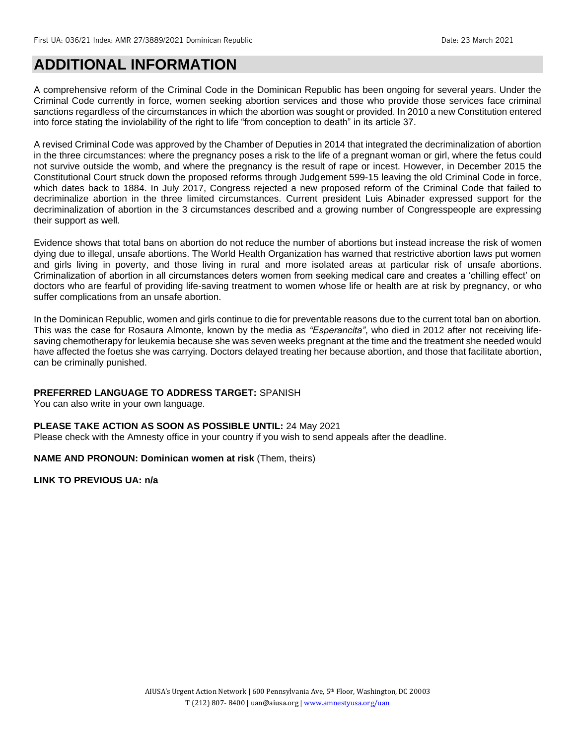# ADDITIONAL INFORMATION

A comprehensive reform of the Criminal Code in the Dominican Republic has been ongoing for several years. Under the Criminal Code currently in force, women seeking abortion services and those who provide those services face criminal sanctions regardless of the circumstances in which the abortion was sought or provided. In 2010 a new Constitution entered into force stating the inviolability of the right to life "from conception to death" in its article 37.

A revised Criminal Code was approved by the Chamber of Deputies in 2014 that integrated the decriminalization of abortion in the three circumstances: where the pregnancy poses a risk to the life of a pregnant woman or girl, where the fetus could not survive outside the womb, and where the pregnancy is the result of rape or incest. However, in December 2015 the Constitutional Court struck down the proposed reforms through Judgement 599-15 leaving the old Criminal Code in force, which dates back to 1884. In July 2017, Congress rejected a new proposed reform of the Criminal Code that failed to decriminalize abortion in the three limited circumstances. Current president Luis Abinader expressed support for the decriminalization of abortion in the 3 circumstances described and a growing number of Congresspeople are expressing their support as well.

Evidence shows that total bans on abortion do not reduce the number of abortions but instead increase the risk of women dying due to illegal, unsafe abortions. The World Health Organization has warned that restrictive abortion laws put women and girls living in poverty, and those living in rural and more isolated areas at particular risk of unsafe abortions. Criminalization of abortion in all circumstances deters women from seeking medical care and creates a 'chilling effect' on doctors who are fearful of providing life-saving treatment to women whose life or health are at risk by pregnancy, or who suffer complications from an unsafe abortion.

In the Dominican Republic, women and girls continue to die for preventable reasons due to the current total ban on abortion. This was the case for Rosaura Almonte, known by the media as *"Esperancita"*, who died in 2012 after not receiving life-saving chemotherapy for leukemia because she was seven weeks pregnant at the time and the treatment she needed would have affected the foetus she was carrying. Doctors delayed treating her because abortion, and those that facilitate abortion, can be criminally punished.

**PREFERRED LANGUAGE TO ADDRESS TARGET:** SPANISH
You can also write in your own language.

**PLEASE TAKE ACTION AS SOON AS POSSIBLE UNTIL:** 24 May 2021
Please check with the Amnesty office in your country if you wish to send appeals after the deadline.

**NAME AND PRONOUN: Dominican women at risk** (Them, theirs)

**LINK TO PREVIOUS UA: n/a**